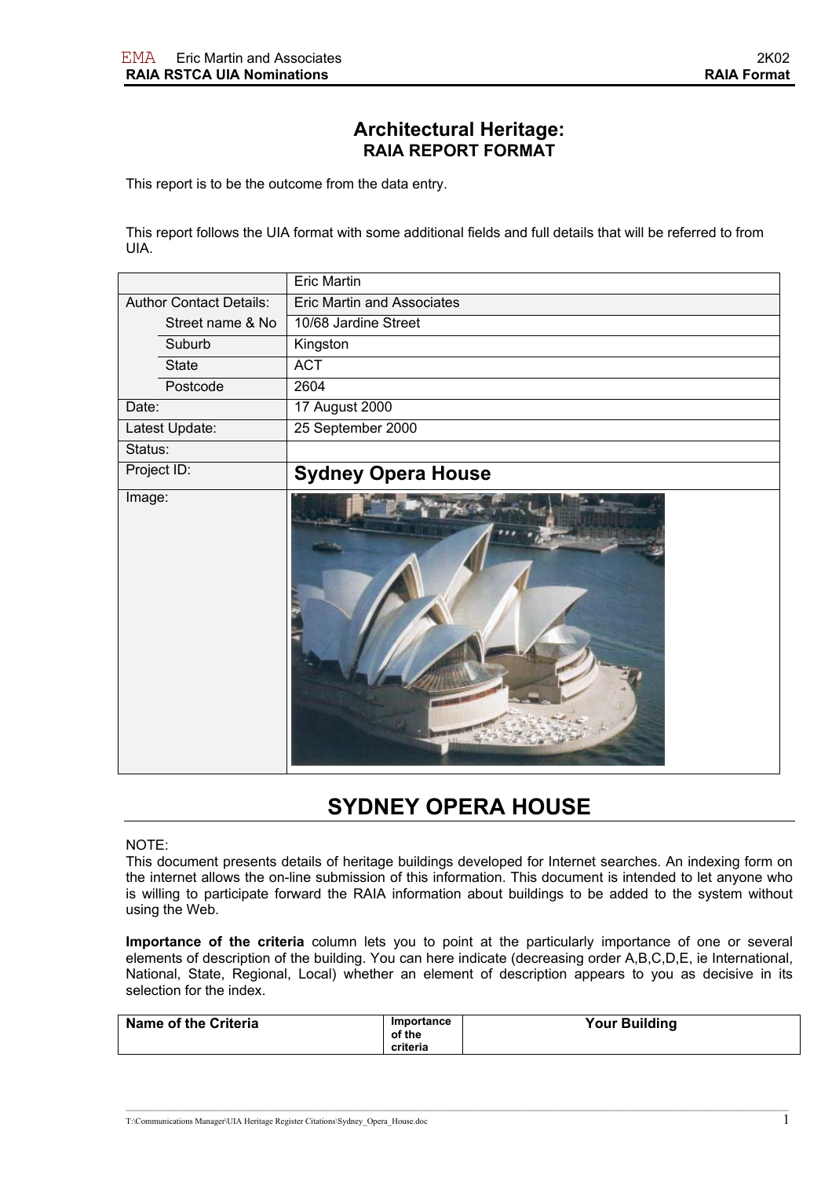# Architectural Heritage:
## RAIA REPORT FORMAT

This report is to be the outcome from the data entry.

This report follows the UIA format with some additional fields and full details that will be referred to from UIA.

| | |
|---|---|
| | Eric Martin |
| Author Contact Details: | Eric Martin and Associates |
| Street name & No | 10/68 Jardine Street |
| Suburb | Kingston |
| State | ACT |
| Postcode | 2604 |
| Date: | 17 August 2000 |
| Latest Update: | 25 September 2000 |
| Status: | |
| Project ID: | **Sydney Opera House** |
| Image: | |

# SYDNEY OPERA HOUSE

NOTE:
This document presents details of heritage buildings developed for Internet searches. An indexing form on the internet allows the on-line submission of this information. This document is intended to let anyone who is willing to participate forward the RAIA information about buildings to be added to the system without using the Web.

**Importance of the criteria** column lets you to point at the particularly importance of one or several elements of description of the building. You can here indicate (decreasing order A,B,C,D,E, ie International, National, State, Regional, Local) whether an element of description appears to you as decisive in its selection for the index.

| Name of the Criteria | Importance of the criteria | Your Building |
|---|---|---|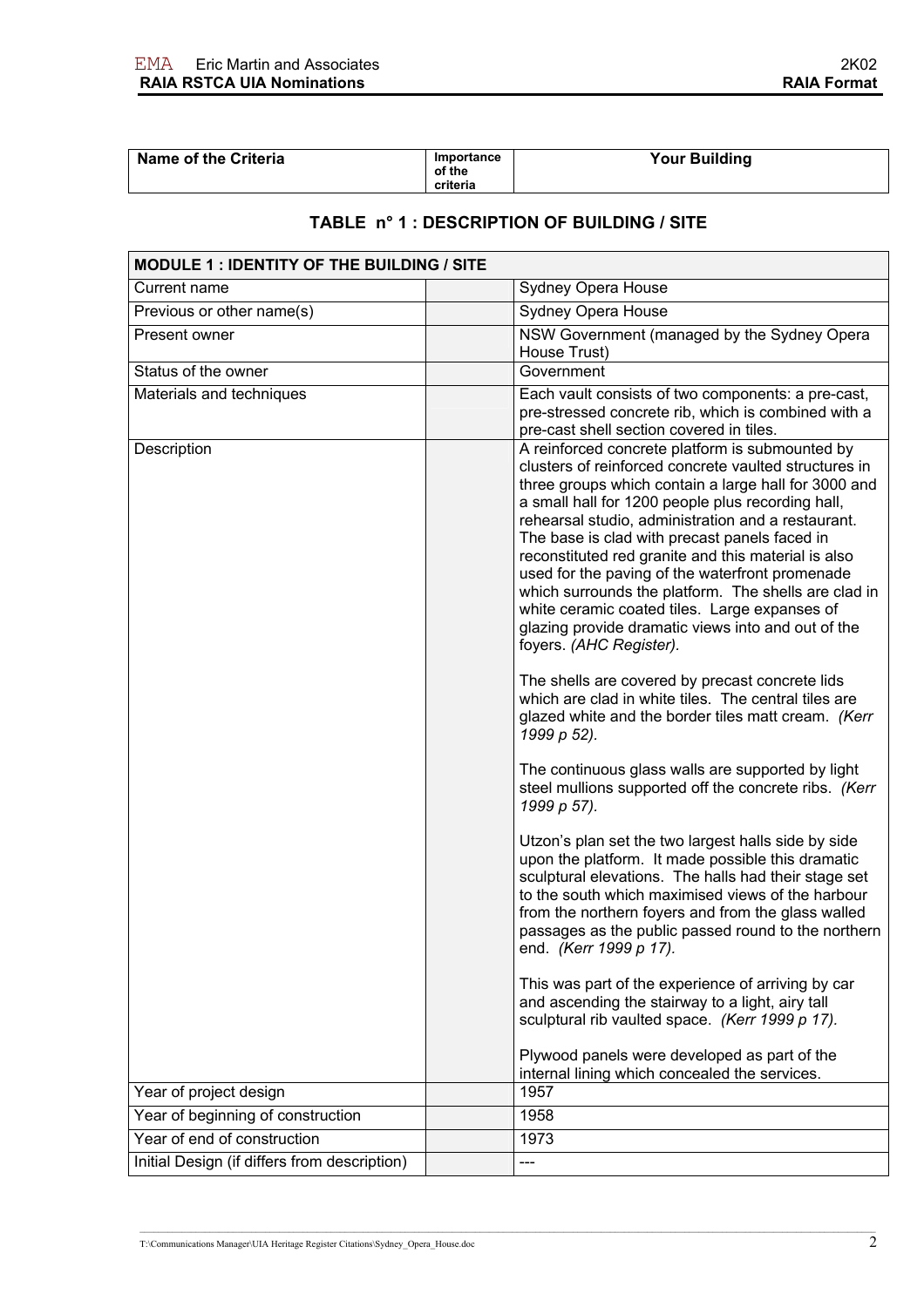| Name of the Criteria | Importance of the criteria | Your Building |
|---|---|---|

## TABLE n° 1 : DESCRIPTION OF BUILDING / SITE

| MODULE 1 : IDENTITY OF THE BUILDING / SITE | | |
|---|---|---|
| Current name | | Sydney Opera House |
| Previous or other name(s) | | Sydney Opera House |
| Present owner | | NSW Government (managed by the Sydney Opera House Trust) |
| Status of the owner | | Government |
| Materials and techniques | | Each vault consists of two components: a pre-cast, pre-stressed concrete rib, which is combined with a pre-cast shell section covered in tiles. |
| Description | | A reinforced concrete platform is submounted by clusters of reinforced concrete vaulted structures in three groups which contain a large hall for 3000 and a small hall for 1200 people plus recording hall, rehearsal studio, administration and a restaurant. The base is clad with precast panels faced in reconstituted red granite and this material is also used for the paving of the waterfront promenade which surrounds the platform. The shells are clad in white ceramic coated tiles. Large expanses of glazing provide dramatic views into and out of the foyers. *(AHC Register).*<br><br>The shells are covered by precast concrete lids which are clad in white tiles. The central tiles are glazed white and the border tiles matt cream. *(Kerr 1999 p 52).*<br><br>The continuous glass walls are supported by light steel mullions supported off the concrete ribs. *(Kerr 1999 p 57).*<br><br>Utzon's plan set the two largest halls side by side upon the platform. It made possible this dramatic sculptural elevations. The halls had their stage set to the south which maximised views of the harbour from the northern foyers and from the glass walled passages as the public passed round to the northern end. *(Kerr 1999 p 17).*<br><br>This was part of the experience of arriving by car and ascending the stairway to a light, airy tall sculptural rib vaulted space. *(Kerr 1999 p 17).*<br><br>Plywood panels were developed as part of the internal lining which concealed the services. |
| Year of project design | | 1957 |
| Year of beginning of construction | | 1958 |
| Year of end of construction | | 1973 |
| Initial Design (if differs from description) | | --- |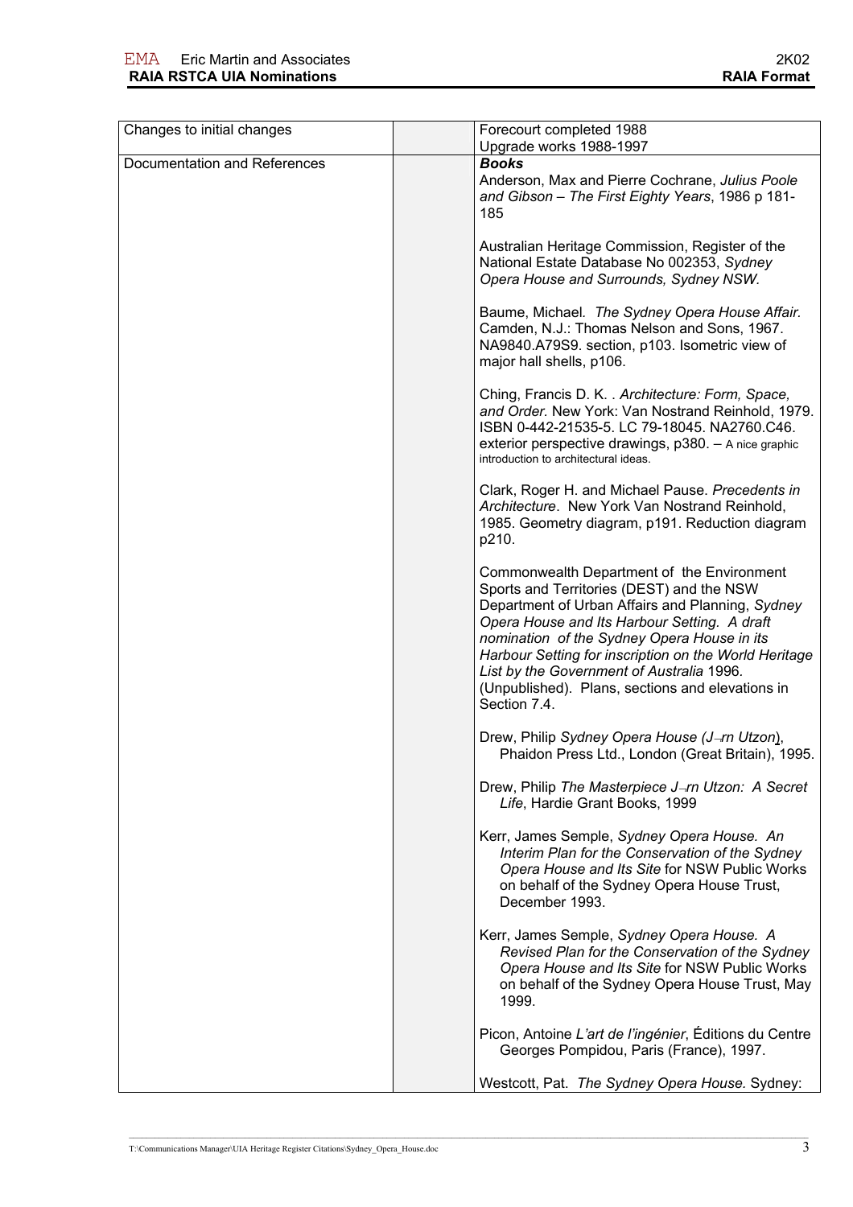| | | |
|---|---|---|
| Changes to initial changes | | Forecourt completed 1988<br>Upgrade works 1988-1997 |
| Documentation and References | | ***Books***<br>Anderson, Max and Pierre Cochrane, *Julius Poole and Gibson – The First Eighty Years*, 1986 p 181-185<br><br>Australian Heritage Commission, Register of the National Estate Database No 002353, *Sydney Opera House and Surrounds, Sydney NSW.*<br><br>Baume, Michael. *The Sydney Opera House Affair.* Camden, N.J.: Thomas Nelson and Sons, 1967. NA9840.A79S9. section, p103. Isometric view of major hall shells, p106.<br><br>Ching, Francis D. K. . *Architecture: Form, Space, and Order.* New York: Van Nostrand Reinhold, 1979. ISBN 0-442-21535-5. LC 79-18045. NA2760.C46. exterior perspective drawings, p380. – A nice graphic introduction to architectural ideas.<br><br>Clark, Roger H. and Michael Pause. *Precedents in Architecture*. New York Van Nostrand Reinhold, 1985. Geometry diagram, p191. Reduction diagram p210.<br><br>Commonwealth Department of the Environment Sports and Territories (DEST) and the NSW Department of Urban Affairs and Planning, *Sydney Opera House and Its Harbour Setting. A draft nomination of the Sydney Opera House in its Harbour Setting for inscription on the World Heritage List by the Government of Australia* 1996. (Unpublished). Plans, sections and elevations in Section 7.4.<br><br>Drew, Philip *Sydney Opera House (J–rn Utzon)*, Phaidon Press Ltd., London (Great Britain), 1995.<br><br>Drew, Philip *The Masterpiece J–rn Utzon: A Secret Life*, Hardie Grant Books, 1999<br><br>Kerr, James Semple, *Sydney Opera House. An Interim Plan for the Conservation of the Sydney Opera House and Its Site* for NSW Public Works on behalf of the Sydney Opera House Trust, December 1993.<br><br>Kerr, James Semple, *Sydney Opera House. A Revised Plan for the Conservation of the Sydney Opera House and Its Site* for NSW Public Works on behalf of the Sydney Opera House Trust, May 1999.<br><br>Picon, Antoine *L'art de l'ingénier*, Éditions du Centre Georges Pompidou, Paris (France), 1997.<br><br>Westcott, Pat. *The Sydney Opera House.* Sydney: |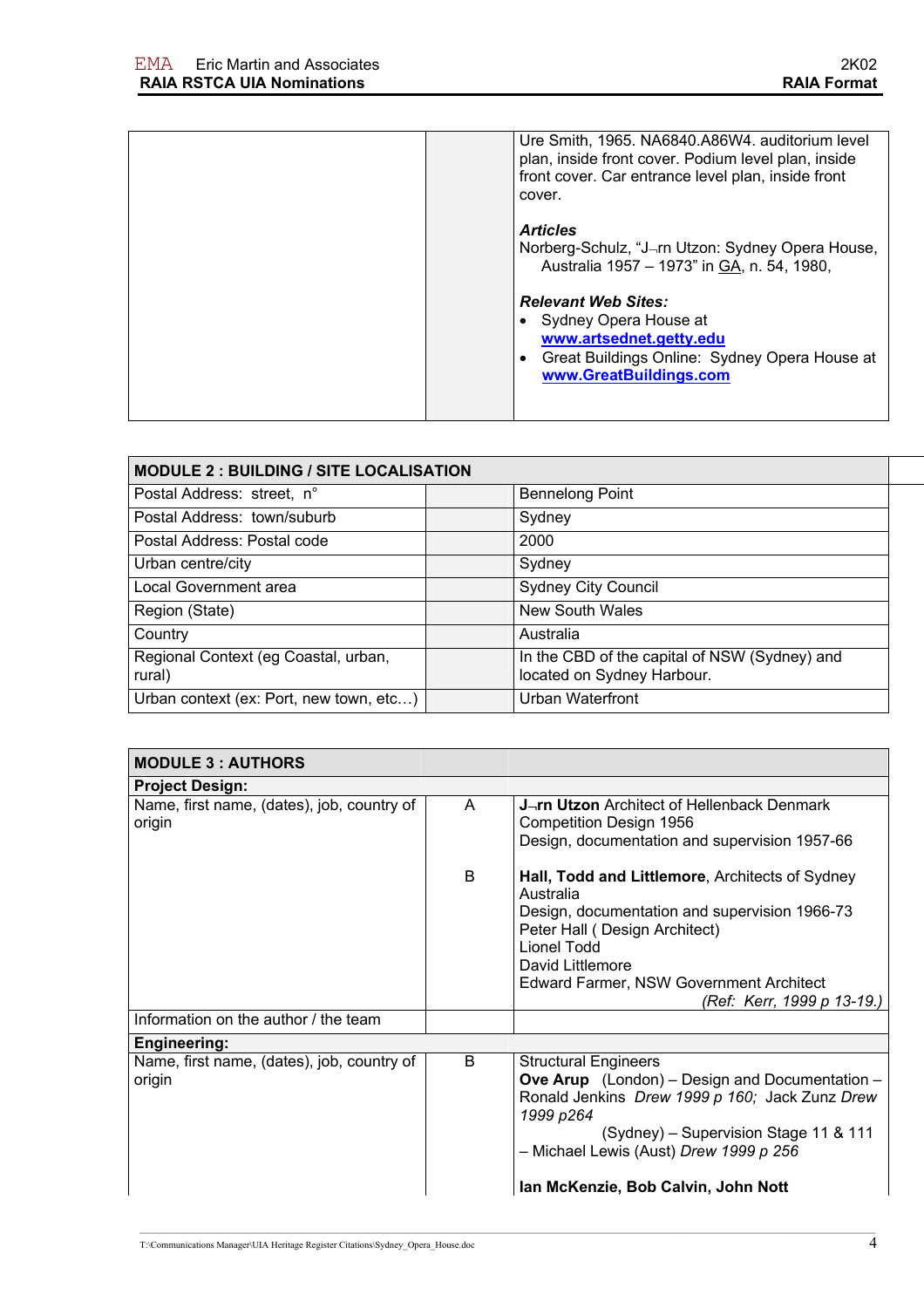| | | |
|---|---|---|
| | | Ure Smith, 1965. NA6840.A86W4. auditorium level plan, inside front cover. Podium level plan, inside front cover. Car entrance level plan, inside front cover.<br><br>***Articles***<br>Norberg-Schulz, "J¬rn Utzon: Sydney Opera House, Australia 1957 – 1973" in GA, n. 54, 1980,<br><br>***Relevant Web Sites:***<br>• Sydney Opera House at **www.artsednet.getty.edu**<br>• Great Buildings Online: Sydney Opera House at **www.GreatBuildings.com** |

| **MODULE 2 : BUILDING / SITE LOCALISATION** | | |
|---|---|---|
| Postal Address: street, n° | | Bennelong Point |
| Postal Address: town/suburb | | Sydney |
| Postal Address: Postal code | | 2000 |
| Urban centre/city | | Sydney |
| Local Government area | | Sydney City Council |
| Region (State) | | New South Wales |
| Country | | Australia |
| Regional Context (eg Coastal, urban, rural) | | In the CBD of the capital of NSW (Sydney) and located on Sydney Harbour. |
| Urban context (ex: Port, new town, etc…) | | Urban Waterfront |

| **MODULE 3 : AUTHORS** | | |
|---|---|---|
| **Project Design:** | | |
| Name, first name, (dates), job, country of origin | A | **J¬rn Utzon** Architect of Hellenback Denmark<br>Competition Design 1956<br>Design, documentation and supervision 1957-66 |
| | B | **Hall, Todd and Littlemore**, Architects of Sydney Australia<br>Design, documentation and supervision 1966-73<br>Peter Hall ( Design Architect)<br>Lionel Todd<br>David Littlemore<br>Edward Farmer, NSW Government Architect<br>*(Ref: Kerr, 1999 p 13-19.)* |
| Information on the author / the team | | |
| **Engineering:** | | |
| Name, first name, (dates), job, country of origin | B | Structural Engineers<br>**Ove Arup** (London) – Design and Documentation – Ronald Jenkins *Drew 1999 p 160;* Jack Zunz *Drew 1999 p264*<br>(Sydney) – Supervision Stage 11 & 111 – Michael Lewis (Aust) *Drew 1999 p 256*<br><br>**Ian McKenzie, Bob Calvin, John Nott** |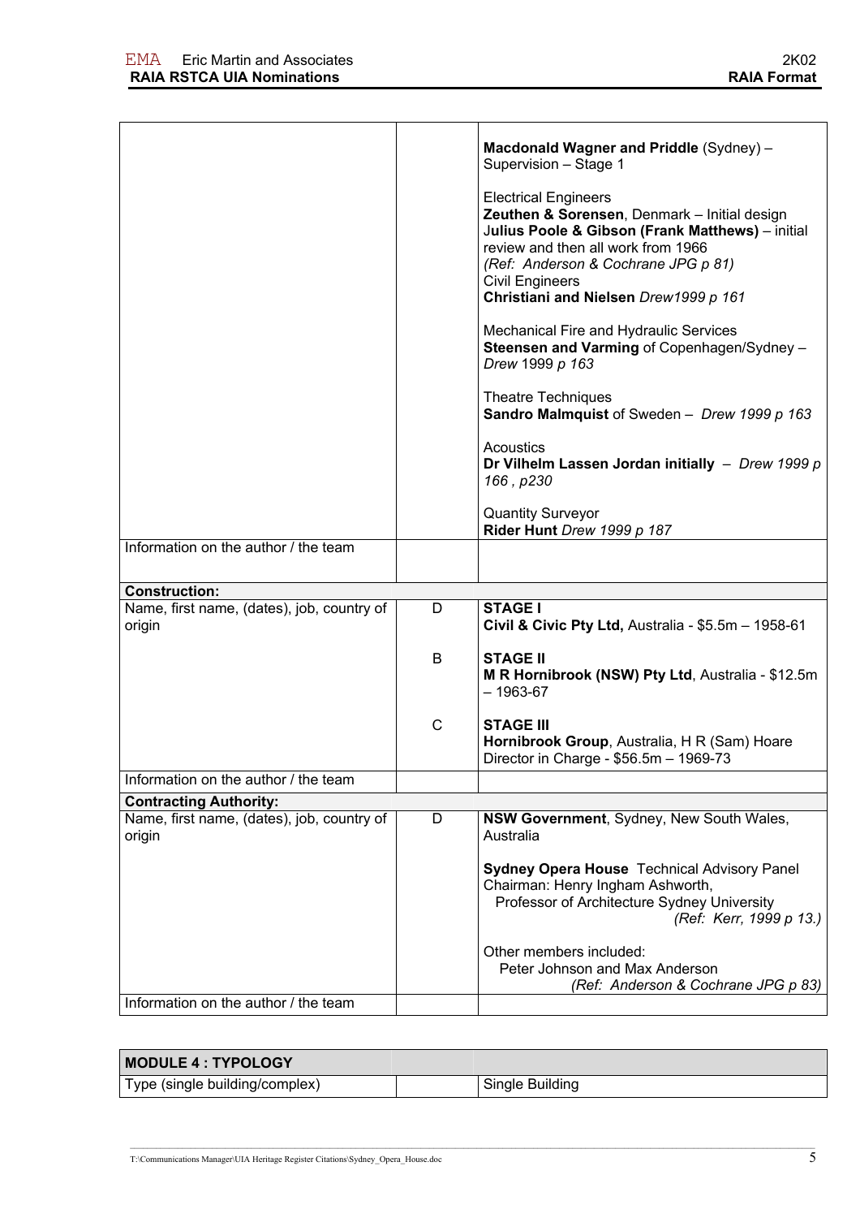| | | |
|---|---|---|
| | | **Macdonald Wagner and Priddle** (Sydney) – Supervision – Stage 1<br><br>Electrical Engineers<br>**Zeuthen & Sorensen**, Denmark – Initial design<br>**Julius Poole & Gibson (Frank Matthews)** – initial review and then all work from 1966<br>*(Ref: Anderson & Cochrane JPG p 81)*<br>Civil Engineers<br>**Christiani and Nielsen** *Drew1999 p 161*<br><br>Mechanical Fire and Hydraulic Services<br>**Steensen and Varming** of Copenhagen/Sydney – *Drew* 1999 *p 163*<br><br>Theatre Techniques<br>**Sandro Malmquist** of Sweden – *Drew 1999 p 163*<br><br>Acoustics<br>**Dr Vilhelm Lassen Jordan initially** – *Drew 1999 p 166 , p230*<br><br>Quantity Surveyor<br>**Rider Hunt** *Drew 1999 p 187* |
| Information on the author / the team | | |
| **Construction:** | | |
| Name, first name, (dates), job, country of origin | D | **STAGE I**<br>**Civil & Civic Pty Ltd,** Australia - $5.5m – 1958-61 |
| | B | **STAGE II**<br>**M R Hornibrook (NSW) Pty Ltd**, Australia - $12.5m – 1963-67 |
| | C | **STAGE III**<br>**Hornibrook Group**, Australia, H R (Sam) Hoare Director in Charge - $56.5m – 1969-73 |
| Information on the author / the team | | |
| **Contracting Authority:** | | |
| Name, first name, (dates), job, country of origin | D | **NSW Government**, Sydney, New South Wales, Australia<br><br>**Sydney Opera House** Technical Advisory Panel<br>Chairman: Henry Ingham Ashworth,<br>Professor of Architecture Sydney University<br>*(Ref: Kerr, 1999 p 13.)*<br><br>Other members included:<br>Peter Johnson and Max Anderson<br>*(Ref: Anderson & Cochrane JPG p 83)* |
| Information on the author / the team | | |

| **MODULE 4 : TYPOLOGY** | | |
|---|---|---|
| Type (single building/complex) | | Single Building |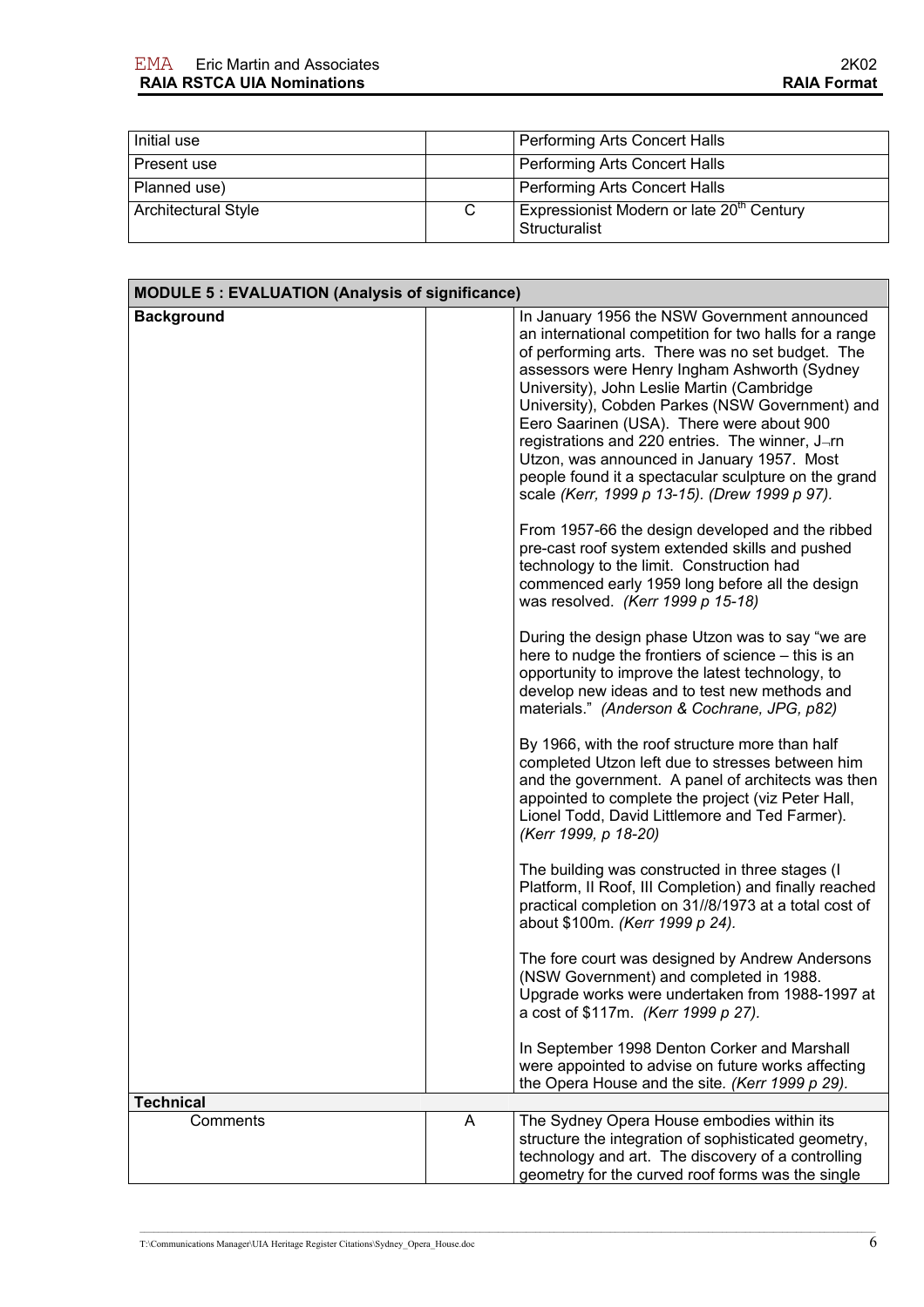| | | |
|---|---|---|
| Initial use | | Performing Arts Concert Halls |
| Present use | | Performing Arts Concert Halls |
| Planned use) | | Performing Arts Concert Halls |
| Architectural Style | C | Expressionist Modern or late 20th Century Structuralist |

| **MODULE 5 : EVALUATION (Analysis of significance)** | | |
|---|---|---|
| **Background** | | In January 1956 the NSW Government announced an international competition for two halls for a range of performing arts. There was no set budget. The assessors were Henry Ingham Ashworth (Sydney University), John Leslie Martin (Cambridge University), Cobden Parkes (NSW Government) and Eero Saarinen (USA). There were about 900 registrations and 220 entries. The winner, J¬rn Utzon, was announced in January 1957. Most people found it a spectacular sculpture on the grand scale *(Kerr, 1999 p 13-15). (Drew 1999 p 97).*<br><br>From 1957-66 the design developed and the ribbed pre-cast roof system extended skills and pushed technology to the limit. Construction had commenced early 1959 long before all the design was resolved. *(Kerr 1999 p 15-18)*<br><br>During the design phase Utzon was to say "we are here to nudge the frontiers of science – this is an opportunity to improve the latest technology, to develop new ideas and to test new methods and materials." *(Anderson & Cochrane, JPG, p82)*<br><br>By 1966, with the roof structure more than half completed Utzon left due to stresses between him and the government. A panel of architects was then appointed to complete the project (viz Peter Hall, Lionel Todd, David Littlemore and Ted Farmer). *(Kerr 1999, p 18-20)*<br><br>The building was constructed in three stages (I Platform, II Roof, III Completion) and finally reached practical completion on 31//8/1973 at a total cost of about $100m. *(Kerr 1999 p 24).*<br><br>The fore court was designed by Andrew Andersons (NSW Government) and completed in 1988. Upgrade works were undertaken from 1988-1997 at a cost of $117m. *(Kerr 1999 p 27).*<br><br>In September 1998 Denton Corker and Marshall were appointed to advise on future works affecting the Opera House and the site*. (Kerr 1999 p 29).* |
| **Technical** | | |
| Comments | A | The Sydney Opera House embodies within its structure the integration of sophisticated geometry, technology and art. The discovery of a controlling geometry for the curved roof forms was the single |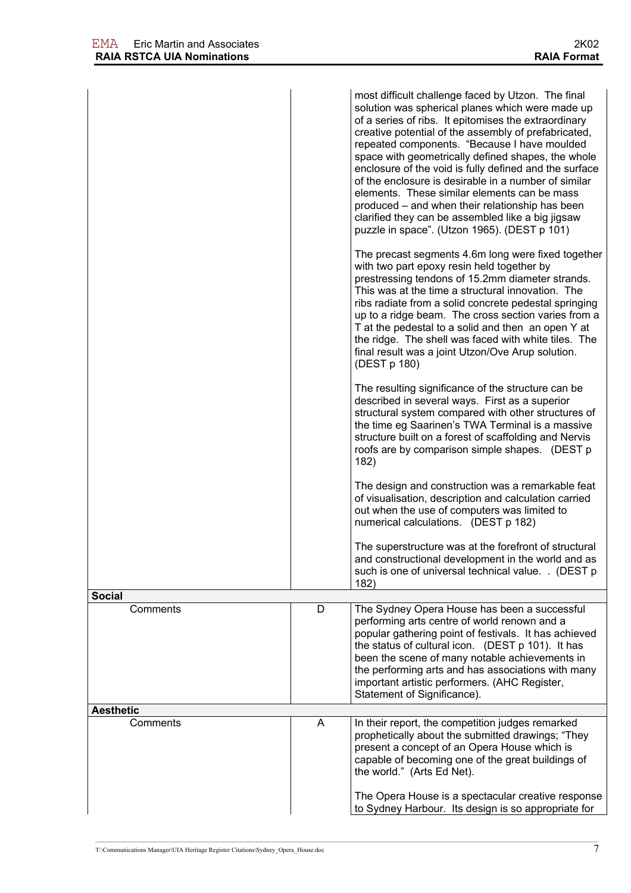| | | |
|---|---|---|
| | | most difficult challenge faced by Utzon. The final solution was spherical planes which were made up of a series of ribs. It epitomises the extraordinary creative potential of the assembly of prefabricated, repeated components. "Because I have moulded space with geometrically defined shapes, the whole enclosure of the void is fully defined and the surface of the enclosure is desirable in a number of similar elements. These similar elements can be mass produced – and when their relationship has been clarified they can be assembled like a big jigsaw puzzle in space". (Utzon 1965). (DEST p 101)<br><br>The precast segments 4.6m long were fixed together with two part epoxy resin held together by prestressing tendons of 15.2mm diameter strands. This was at the time a structural innovation. The ribs radiate from a solid concrete pedestal springing up to a ridge beam. The cross section varies from a T at the pedestal to a solid and then an open Y at the ridge. The shell was faced with white tiles. The final result was a joint Utzon/Ove Arup solution. (DEST p 180)<br><br>The resulting significance of the structure can be described in several ways. First as a superior structural system compared with other structures of the time eg Saarinen's TWA Terminal is a massive structure built on a forest of scaffolding and Nervis roofs are by comparison simple shapes. (DEST p 182)<br><br>The design and construction was a remarkable feat of visualisation, description and calculation carried out when the use of computers was limited to numerical calculations. (DEST p 182)<br><br>The superstructure was at the forefront of structural and constructional development in the world and as such is one of universal technical value. . (DEST p 182) |
| **Social** | | |
| Comments | D | The Sydney Opera House has been a successful performing arts centre of world renown and a popular gathering point of festivals. It has achieved the status of cultural icon. (DEST p 101). It has been the scene of many notable achievements in the performing arts and has associations with many important artistic performers. (AHC Register, Statement of Significance). |
| **Aesthetic** | | |
| Comments | A | In their report, the competition judges remarked prophetically about the submitted drawings; "They present a concept of an Opera House which is capable of becoming one of the great buildings of the world." (Arts Ed Net).<br><br>The Opera House is a spectacular creative response to Sydney Harbour. Its design is so appropriate for |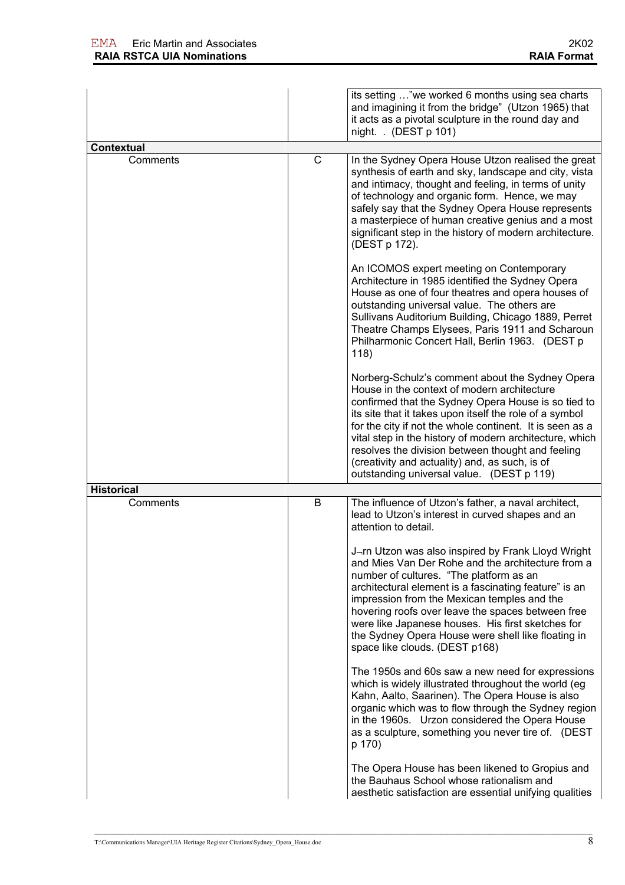| | | |
|---|---|---|
| | | its setting …"we worked 6 months using sea charts and imagining it from the bridge" (Utzon 1965) that it acts as a pivotal sculpture in the round day and night. . (DEST p 101) |
| **Contextual** | | |
| Comments | C | In the Sydney Opera House Utzon realised the great synthesis of earth and sky, landscape and city, vista and intimacy, thought and feeling, in terms of unity of technology and organic form. Hence, we may safely say that the Sydney Opera House represents a masterpiece of human creative genius and a most significant step in the history of modern architecture. (DEST p 172).<br><br>An ICOMOS expert meeting on Contemporary Architecture in 1985 identified the Sydney Opera House as one of four theatres and opera houses of outstanding universal value. The others are Sullivans Auditorium Building, Chicago 1889, Perret Theatre Champs Elysees, Paris 1911 and Scharoun Philharmonic Concert Hall, Berlin 1963. (DEST p 118)<br><br>Norberg-Schulz's comment about the Sydney Opera House in the context of modern architecture confirmed that the Sydney Opera House is so tied to its site that it takes upon itself the role of a symbol for the city if not the whole continent. It is seen as a vital step in the history of modern architecture, which resolves the division between thought and feeling (creativity and actuality) and, as such, is of outstanding universal value. (DEST p 119) |
| **Historical** | | |
| Comments | B | The influence of Utzon's father, a naval architect, lead to Utzon's interest in curved shapes and an attention to detail.<br><br>J¬rn Utzon was also inspired by Frank Lloyd Wright and Mies Van Der Rohe and the architecture from a number of cultures. "The platform as an architectural element is a fascinating feature" is an impression from the Mexican temples and the hovering roofs over leave the spaces between free were like Japanese houses. His first sketches for the Sydney Opera House were shell like floating in space like clouds. (DEST p168)<br><br>The 1950s and 60s saw a new need for expressions which is widely illustrated throughout the world (eg Kahn, Aalto, Saarinen). The Opera House is also organic which was to flow through the Sydney region in the 1960s. Urzon considered the Opera House as a sculpture, something you never tire of. (DEST p 170)<br><br>The Opera House has been likened to Gropius and the Bauhaus School whose rationalism and aesthetic satisfaction are essential unifying qualities |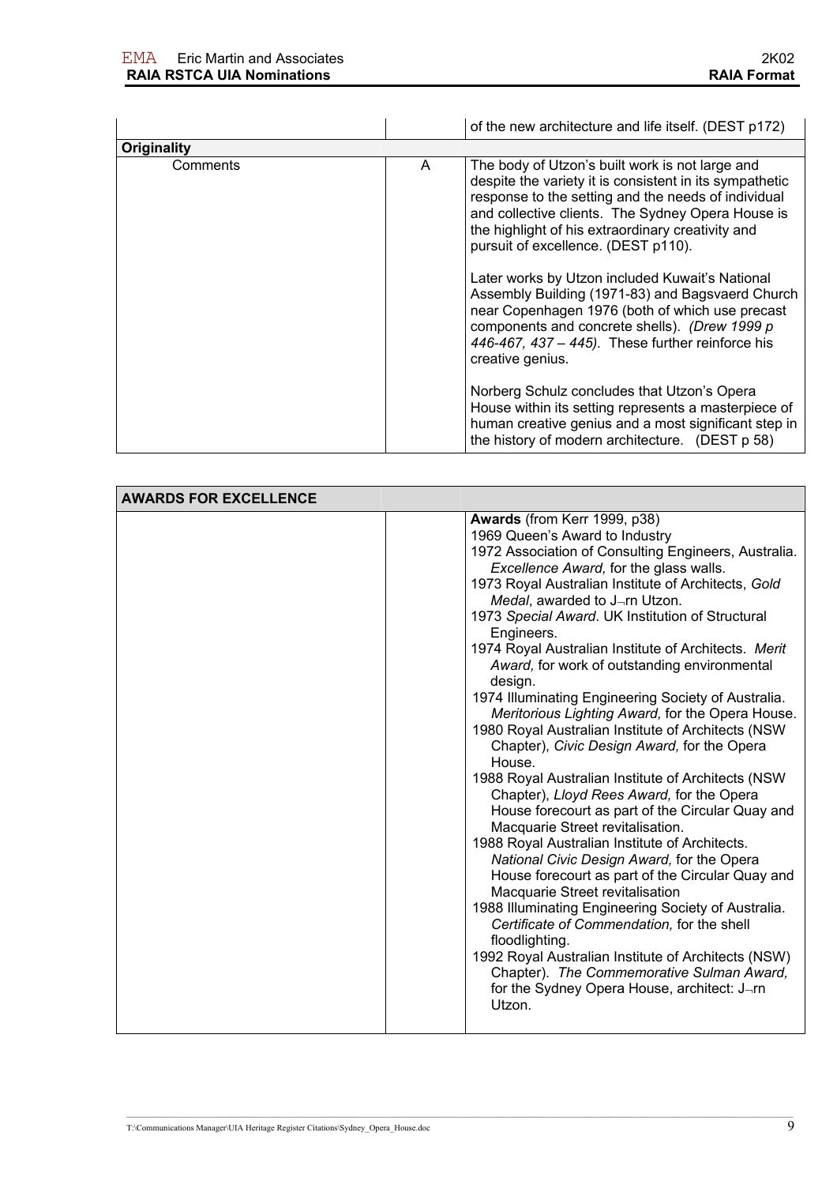| | | of the new architecture and life itself. (DEST p172) |
|---|---|---|
| **Originality** | | |
| Comments | A | The body of Utzon's built work is not large and despite the variety it is consistent in its sympathetic response to the setting and the needs of individual and collective clients. The Sydney Opera House is the highlight of his extraordinary creativity and pursuit of excellence. (DEST p110).<br><br>Later works by Utzon included Kuwait's National Assembly Building (1971-83) and Bagsvaerd Church near Copenhagen 1976 (both of which use precast components and concrete shells). *(Drew 1999 p 446-467, 437 – 445).* These further reinforce his creative genius.<br><br>Norberg Schulz concludes that Utzon's Opera House within its setting represents a masterpiece of human creative genius and a most significant step in the history of modern architecture. (DEST p 58) |

| **AWARDS FOR EXCELLENCE** | | |
|---|---|---|
| | | **Awards** (from Kerr 1999, p38)<br>1969 Queen's Award to Industry<br>1972 Association of Consulting Engineers, Australia. *Excellence Award,* for the glass walls.<br>1973 Royal Australian Institute of Architects, *Gold Medal*, awarded to J¬rn Utzon.<br>1973 *Special Award*. UK Institution of Structural Engineers.<br>1974 Royal Australian Institute of Architects. *Merit Award,* for work of outstanding environmental design.<br>1974 Illuminating Engineering Society of Australia. *Meritorious Lighting Award,* for the Opera House.<br>1980 Royal Australian Institute of Architects (NSW Chapter), *Civic Design Award,* for the Opera House.<br>1988 Royal Australian Institute of Architects (NSW Chapter), *Lloyd Rees Award,* for the Opera House forecourt as part of the Circular Quay and Macquarie Street revitalisation.<br>1988 Royal Australian Institute of Architects. *National Civic Design Award,* for the Opera House forecourt as part of the Circular Quay and Macquarie Street revitalisation<br>1988 Illuminating Engineering Society of Australia. *Certificate of Commendation,* for the shell floodlighting.<br>1992 Royal Australian Institute of Architects (NSW) Chapter). *The Commemorative Sulman Award,* for the Sydney Opera House, architect: J¬rn Utzon. |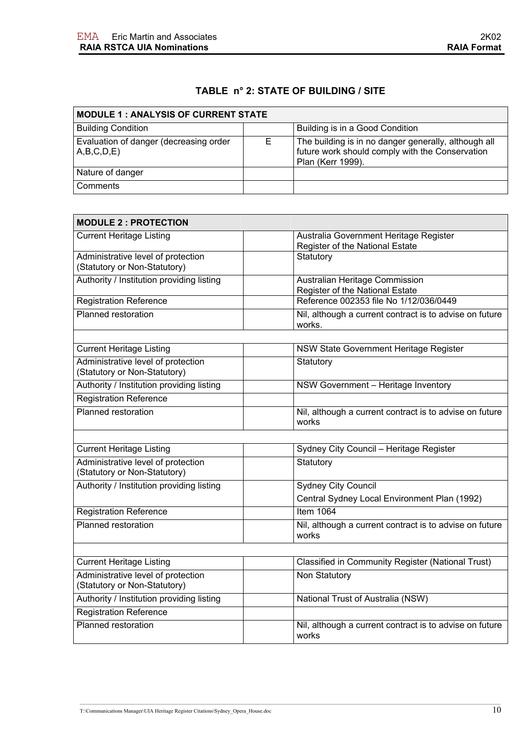## TABLE n° 2: STATE OF BUILDING / SITE

| MODULE 1 : ANALYSIS OF CURRENT STATE | | |
|---|---|---|
| Building Condition | | Building is in a Good Condition |
| Evaluation of danger (decreasing order A,B,C,D,E) | E | The building is in no danger generally, although all future work should comply with the Conservation Plan (Kerr 1999). |
| Nature of danger | | |
| Comments | | |

| MODULE 2 : PROTECTION | | |
|---|---|---|
| Current Heritage Listing | | Australia Government Heritage Register<br>Register of the National Estate |
| Administrative level of protection (Statutory or Non-Statutory) | | Statutory |
| Authority / Institution providing listing | | Australian Heritage Commission<br>Register of the National Estate |
| Registration Reference | | Reference 002353 file No 1/12/036/0449 |
| Planned restoration | | Nil, although a current contract is to advise on future works. |
| | | |
| Current Heritage Listing | | NSW State Government Heritage Register |
| Administrative level of protection (Statutory or Non-Statutory) | | Statutory |
| Authority / Institution providing listing | | NSW Government – Heritage Inventory |
| Registration Reference | | |
| Planned restoration | | Nil, although a current contract is to advise on future works |
| | | |
| Current Heritage Listing | | Sydney City Council – Heritage Register |
| Administrative level of protection (Statutory or Non-Statutory) | | Statutory |
| Authority / Institution providing listing | | Sydney City Council<br>Central Sydney Local Environment Plan (1992) |
| Registration Reference | | Item 1064 |
| Planned restoration | | Nil, although a current contract is to advise on future works |
| | | |
| Current Heritage Listing | | Classified in Community Register (National Trust) |
| Administrative level of protection (Statutory or Non-Statutory) | | Non Statutory |
| Authority / Institution providing listing | | National Trust of Australia (NSW) |
| Registration Reference | | |
| Planned restoration | | Nil, although a current contract is to advise on future works |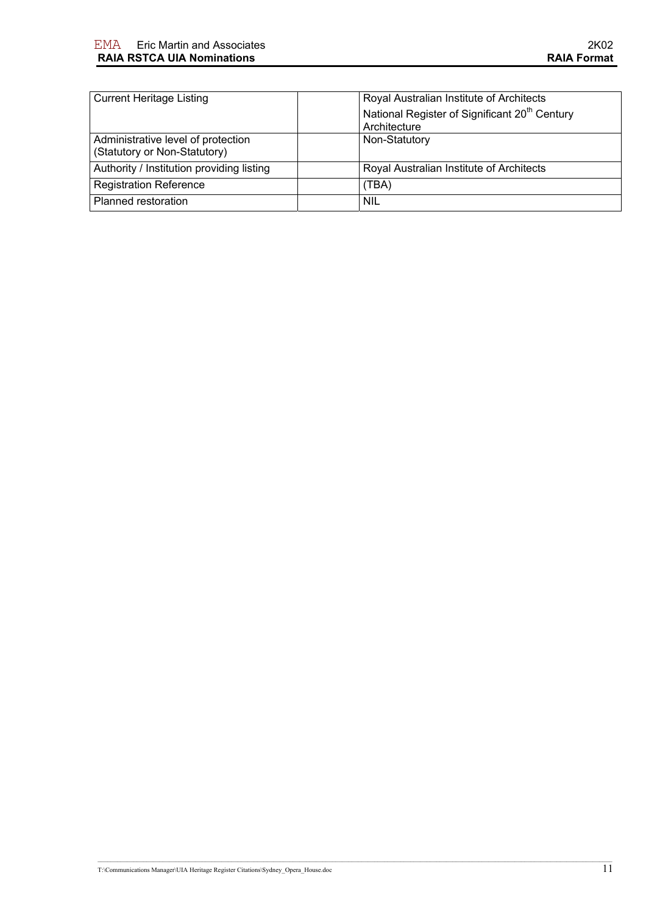| Current Heritage Listing | | Royal Australian Institute of Architects<br>National Register of Significant 20th Century Architecture |
| --- | --- | --- |
| Administrative level of protection (Statutory or Non-Statutory) | | Non-Statutory |
| Authority / Institution providing listing | | Royal Australian Institute of Architects |
| Registration Reference | | (TBA) |
| Planned restoration | | NIL |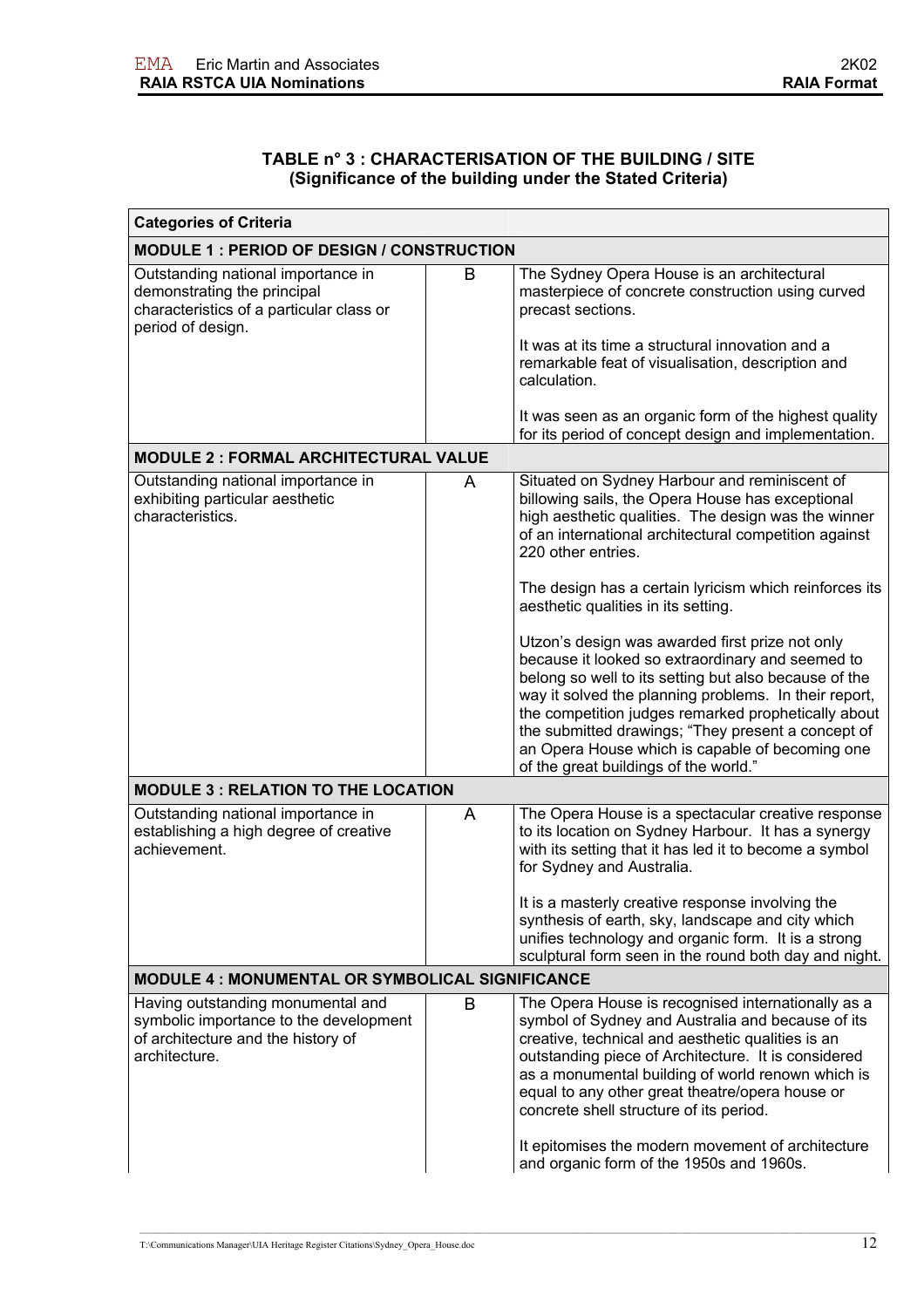**TABLE n° 3 : CHARACTERISATION OF THE BUILDING / SITE**
**(Significance of the building under the Stated Criteria)**

| Categories of Criteria | | |
|---|---|---|
| **MODULE 1 : PERIOD OF DESIGN / CONSTRUCTION** | | |
| Outstanding national importance in demonstrating the principal characteristics of a particular class or period of design. | B | The Sydney Opera House is an architectural masterpiece of concrete construction using curved precast sections.<br><br>It was at its time a structural innovation and a remarkable feat of visualisation, description and calculation.<br><br>It was seen as an organic form of the highest quality for its period of concept design and implementation. |
| **MODULE 2 : FORMAL ARCHITECTURAL VALUE** | | |
| Outstanding national importance in exhibiting particular aesthetic characteristics. | A | Situated on Sydney Harbour and reminiscent of billowing sails, the Opera House has exceptional high aesthetic qualities. The design was the winner of an international architectural competition against 220 other entries.<br><br>The design has a certain lyricism which reinforces its aesthetic qualities in its setting.<br><br>Utzon's design was awarded first prize not only because it looked so extraordinary and seemed to belong so well to its setting but also because of the way it solved the planning problems. In their report, the competition judges remarked prophetically about the submitted drawings; "They present a concept of an Opera House which is capable of becoming one of the great buildings of the world." |
| **MODULE 3 : RELATION TO THE LOCATION** | | |
| Outstanding national importance in establishing a high degree of creative achievement. | A | The Opera House is a spectacular creative response to its location on Sydney Harbour. It has a synergy with its setting that it has led it to become a symbol for Sydney and Australia.<br><br>It is a masterly creative response involving the synthesis of earth, sky, landscape and city which unifies technology and organic form. It is a strong sculptural form seen in the round both day and night. |
| **MODULE 4 : MONUMENTAL OR SYMBOLICAL SIGNIFICANCE** | | |
| Having outstanding monumental and symbolic importance to the development of architecture and the history of architecture. | B | The Opera House is recognised internationally as a symbol of Sydney and Australia and because of its creative, technical and aesthetic qualities is an outstanding piece of Architecture. It is considered as a monumental building of world renown which is equal to any other great theatre/opera house or concrete shell structure of its period.<br><br>It epitomises the modern movement of architecture and organic form of the 1950s and 1960s. |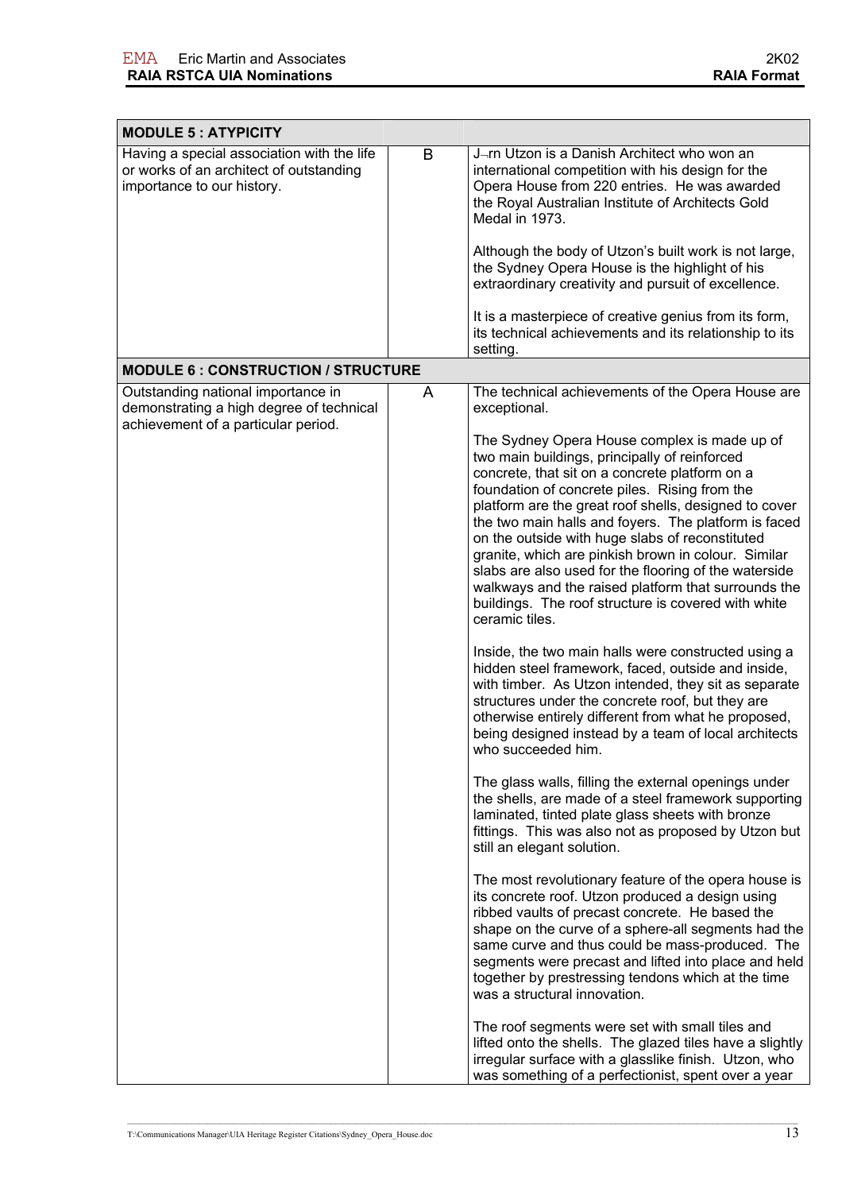| MODULE 5 : ATYPICITY | | |
|---|---|---|
| Having a special association with the life or works of an architect of outstanding importance to our history. | B | J¬rn Utzon is a Danish Architect who won an international competition with his design for the Opera House from 220 entries. He was awarded the Royal Australian Institute of Architects Gold Medal in 1973.<br><br>Although the body of Utzon's built work is not large, the Sydney Opera House is the highlight of his extraordinary creativity and pursuit of excellence.<br><br>It is a masterpiece of creative genius from its form, its technical achievements and its relationship to its setting. |
| **MODULE 6 : CONSTRUCTION / STRUCTURE** | | |
| Outstanding national importance in demonstrating a high degree of technical achievement of a particular period. | A | The technical achievements of the Opera House are exceptional.<br><br>The Sydney Opera House complex is made up of two main buildings, principally of reinforced concrete, that sit on a concrete platform on a foundation of concrete piles. Rising from the platform are the great roof shells, designed to cover the two main halls and foyers. The platform is faced on the outside with huge slabs of reconstituted granite, which are pinkish brown in colour. Similar slabs are also used for the flooring of the waterside walkways and the raised platform that surrounds the buildings. The roof structure is covered with white ceramic tiles.<br><br>Inside, the two main halls were constructed using a hidden steel framework, faced, outside and inside, with timber. As Utzon intended, they sit as separate structures under the concrete roof, but they are otherwise entirely different from what he proposed, being designed instead by a team of local architects who succeeded him.<br><br>The glass walls, filling the external openings under the shells, are made of a steel framework supporting laminated, tinted plate glass sheets with bronze fittings. This was also not as proposed by Utzon but still an elegant solution.<br><br>The most revolutionary feature of the opera house is its concrete roof. Utzon produced a design using ribbed vaults of precast concrete. He based the shape on the curve of a sphere-all segments had the same curve and thus could be mass-produced. The segments were precast and lifted into place and held together by prestressing tendons which at the time was a structural innovation.<br><br>The roof segments were set with small tiles and lifted onto the shells. The glazed tiles have a slightly irregular surface with a glasslike finish. Utzon, who was something of a perfectionist, spent over a year |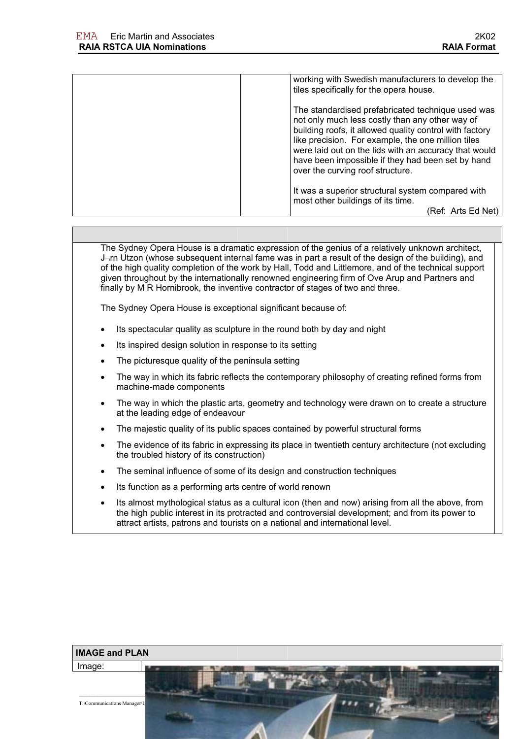| | | working with Swedish manufacturers to develop the tiles specifically for the opera house.<br><br>The standardised prefabricated technique used was not only much less costly than any other way of building roofs, it allowed quality control with factory like precision. For example, the one million tiles were laid out on the lids with an accuracy that would have been impossible if they had been set by hand over the curving roof structure.<br><br>It was a superior structural system compared with most other buildings of its time.<br>(Ref: Arts Ed Net) |
|---|---|---|

The Sydney Opera House is a dramatic expression of the genius of a relatively unknown architect, J¬rn Utzon (whose subsequent internal fame was in part a result of the design of the building), and of the high quality completion of the work by Hall, Todd and Littlemore, and of the technical support given throughout by the internationally renowned engineering firm of Ove Arup and Partners and finally by M R Hornibrook, the inventive contractor of stages of two and three.

The Sydney Opera House is exceptional significant because of:

- Its spectacular quality as sculpture in the round both by day and night
- Its inspired design solution in response to its setting
- The picturesque quality of the peninsula setting
- The way in which its fabric reflects the contemporary philosophy of creating refined forms from machine-made components
- The way in which the plastic arts, geometry and technology were drawn on to create a structure at the leading edge of endeavour
- The majestic quality of its public spaces contained by powerful structural forms
- The evidence of its fabric in expressing its place in twentieth century architecture (not excluding the troubled history of its construction)
- The seminal influence of some of its design and construction techniques
- Its function as a performing arts centre of world renown
- Its almost mythological status as a cultural icon (then and now) arising from all the above, from the high public interest in its protracted and controversial development; and from its power to attract artists, patrons and tourists on a national and international level.

**IMAGE and PLAN**

Image: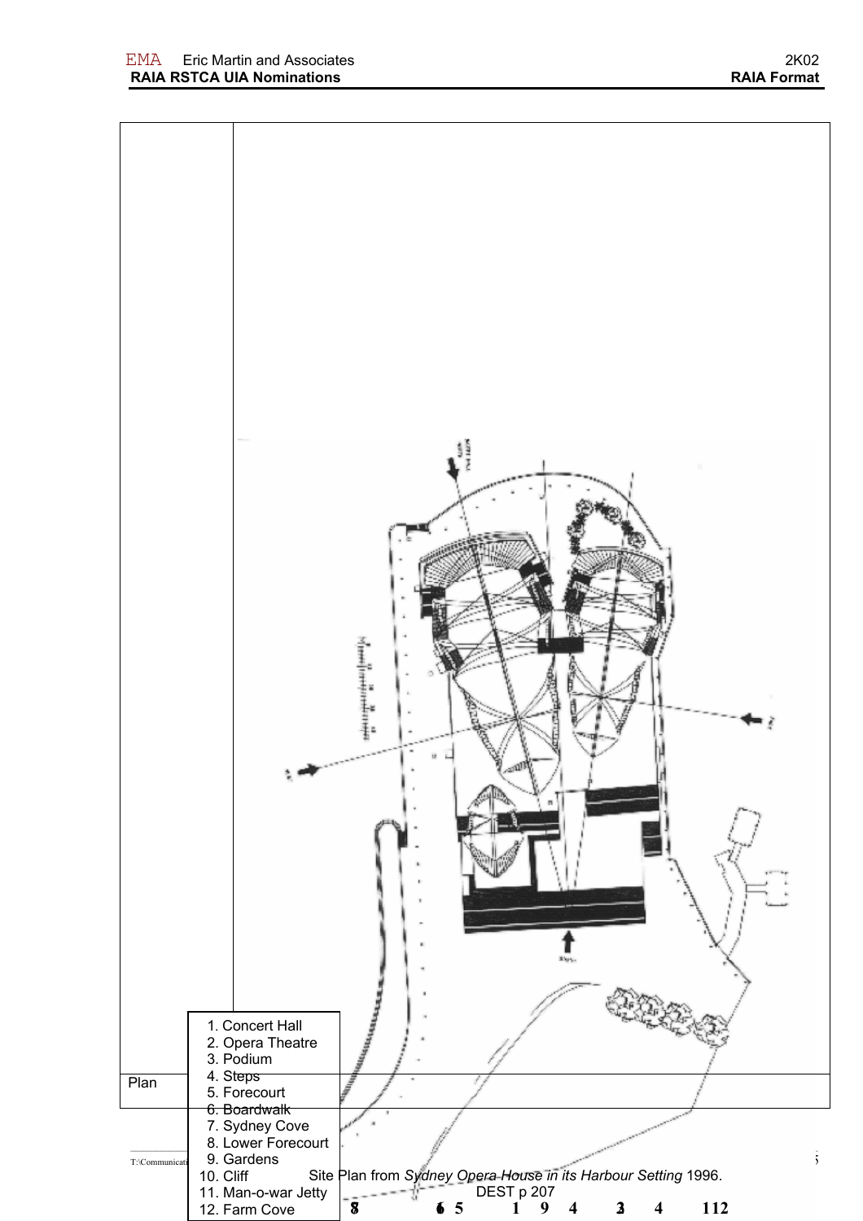| Plan | |
|---|---|

1. Concert Hall
2. Opera Theatre
3. Podium
4. Steps
5. Forecourt
6. Boardwalk
7. Sydney Cove
8. Lower Forecourt
9. Gardens
10. Cliff
11. Man-o-war Jetty
12. Farm Cove

Site Plan from *Sydney Opera House in its Harbour Setting* 1996.
DEST p 207